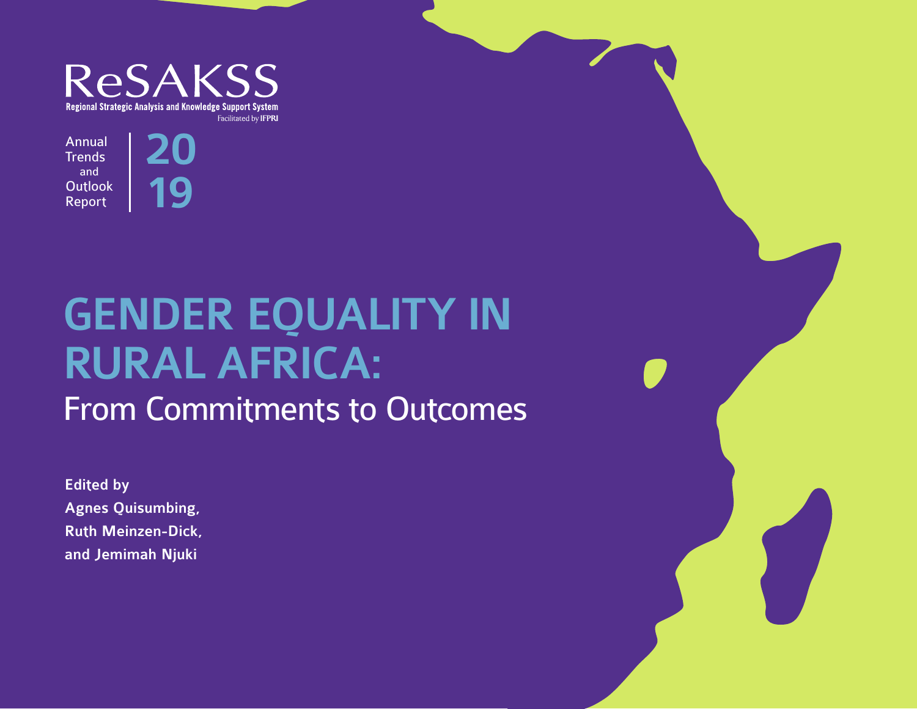ReSAKSS

Regional Strategic Analysis and Knowledge Support System

Facilitated by IFPRI

Annual Trends and Outlook Report 2019

# GENDER EQUALITY IN RURAL AFRICA:

## From Commitments to Outcomes

**Edited by**

**Agnes Quisumbing,**

**Ruth Meinzen-Dick,**

**and Jemimah Njuki**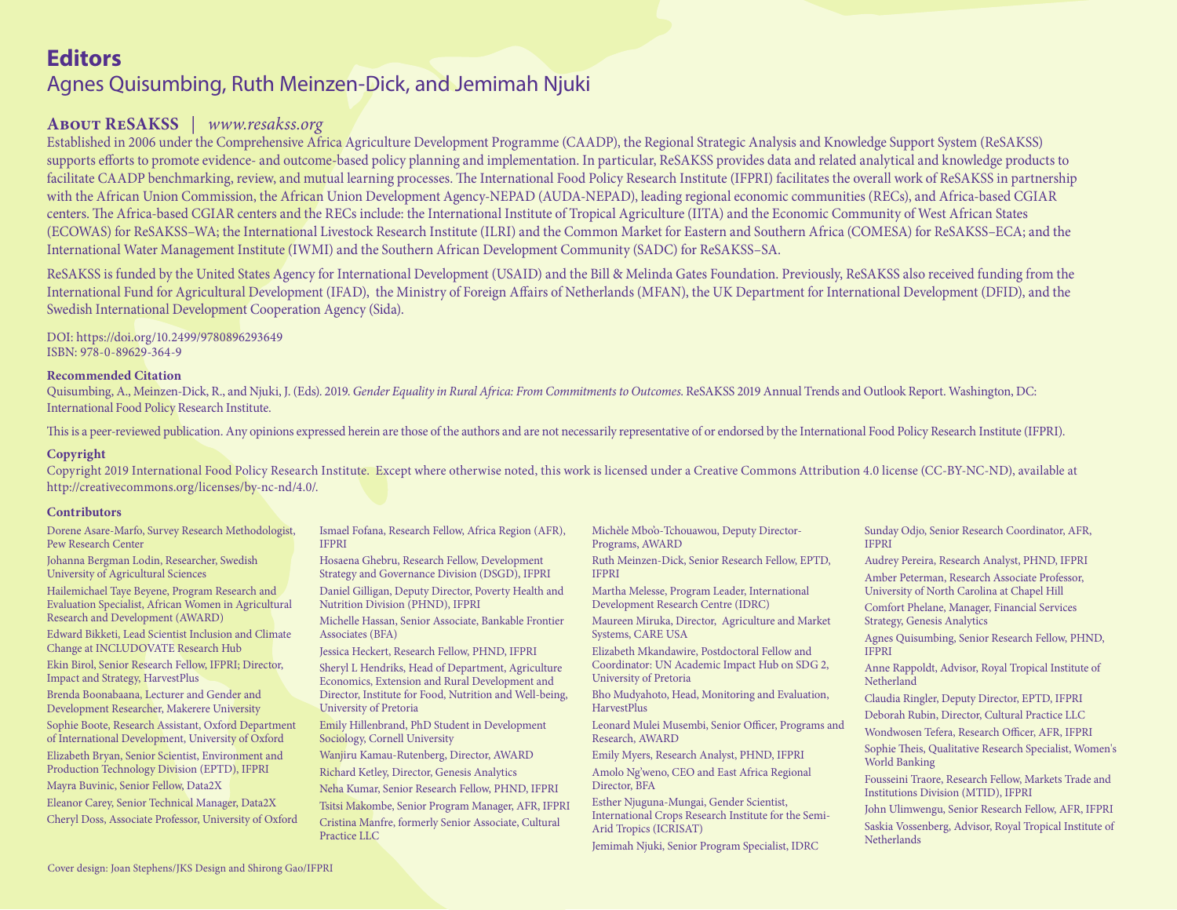# Editors

## Agnes Quisumbing, Ruth Meinzen-Dick, and Jemimah Njuki

### About ReSAKSS | *www.resakss.org*

Established in 2006 under the Comprehensive Africa Agriculture Development Programme (CAADP), the Regional Strategic Analysis and Knowledge Support System (ReSAKSS) supports efforts to promote evidence- and outcome-based policy planning and implementation. In particular, ReSAKSS provides data and related analytical and knowledge products to facilitate CAADP benchmarking, review, and mutual learning processes. The International Food Policy Research Institute (IFPRI) facilitates the overall work of ReSAKSS in partnership with the African Union Commission, the African Union Development Agency-NEPAD (AUDA-NEPAD), leading regional economic communities (RECs), and Africa-based CGIAR centers. The Africa-based CGIAR centers and the RECs include: the International Institute of Tropical Agriculture (IITA) and the Economic Community of West African States (ECOWAS) for ReSAKSS–WA; the International Livestock Research Institute (ILRI) and the Common Market for Eastern and Southern Africa (COMESA) for ReSAKSS–ECA; and the International Water Management Institute (IWMI) and the Southern African Development Community (SADC) for ReSAKSS–SA.

ReSAKSS is funded by the United States Agency for International Development (USAID) and the Bill & Melinda Gates Foundation. Previously, ReSAKSS also received funding from the International Fund for Agricultural Development (IFAD), the Ministry of Foreign Affairs of Netherlands (MFAN), the UK Department for International Development (DFID), and the Swedish International Development Cooperation Agency (Sida).

DOI: https://doi.org/10.2499/9780896293649
ISBN: 978-0-89629-364-9

**Recommended Citation**

Quisumbing, A., Meinzen-Dick, R., and Njuki, J. (Eds). 2019. *Gender Equality in Rural Africa: From Commitments to Outcomes*. ReSAKSS 2019 Annual Trends and Outlook Report. Washington, DC: International Food Policy Research Institute.

This is a peer-reviewed publication. Any opinions expressed herein are those of the authors and are not necessarily representative of or endorsed by the International Food Policy Research Institute (IFPRI).

**Copyright**

Copyright 2019 International Food Policy Research Institute. Except where otherwise noted, this work is licensed under a Creative Commons Attribution 4.0 license (CC-BY-NC-ND), available at http://creativecommons.org/licenses/by-nc-nd/4.0/.

**Contributors**

Dorene Asare-Marfo, Survey Research Methodologist, Pew Research Center

Johanna Bergman Lodin, Researcher, Swedish University of Agricultural Sciences

Hailemichael Taye Beyene, Program Research and Evaluation Specialist, African Women in Agricultural Research and Development (AWARD)

Edward Bikketi, Lead Scientist Inclusion and Climate Change at INCLUDOVATE Research Hub

Ekin Birol, Senior Research Fellow, IFPRI; Director, Impact and Strategy, HarvestPlus

Brenda Boonabaana, Lecturer and Gender and Development Researcher, Makerere University

Sophie Boote, Research Assistant, Oxford Department of International Development, University of Oxford

Elizabeth Bryan, Senior Scientist, Environment and Production Technology Division (EPTD), IFPRI

Mayra Buvinic, Senior Fellow, Data2X

Eleanor Carey, Senior Technical Manager, Data2X

Cheryl Doss, Associate Professor, University of Oxford

Ismael Fofana, Research Fellow, Africa Region (AFR), IFPRI

Hosaena Ghebru, Research Fellow, Development Strategy and Governance Division (DSGD), IFPRI

Daniel Gilligan, Deputy Director, Poverty Health and Nutrition Division (PHND), IFPRI

Michelle Hassan, Senior Associate, Bankable Frontier Associates (BFA)

Jessica Heckert, Research Fellow, PHND, IFPRI

Sheryl L Hendriks, Head of Department, Agriculture Economics, Extension and Rural Development and Director, Institute for Food, Nutrition and Well-being, University of Pretoria

Emily Hillenbrand, PhD Student in Development Sociology, Cornell University

Wanjiru Kamau-Rutenberg, Director, AWARD

Richard Ketley, Director, Genesis Analytics

Neha Kumar, Senior Research Fellow, PHND, IFPRI

Tsitsi Makombe, Senior Program Manager, AFR, IFPRI

Cristina Manfre, formerly Senior Associate, Cultural Practice LLC

Michèle Mbo'o-Tchouawou, Deputy Director-Programs, AWARD

Ruth Meinzen-Dick, Senior Research Fellow, EPTD, IFPRI

Martha Melesse, Program Leader, International Development Research Centre (IDRC)

Maureen Miruka, Director, Agriculture and Market Systems, CARE USA

Elizabeth Mkandawire, Postdoctoral Fellow and Coordinator: UN Academic Impact Hub on SDG 2, University of Pretoria

Bho Mudyahoto, Head, Monitoring and Evaluation, HarvestPlus

Leonard Mulei Musembi, Senior Officer, Programs and Research, AWARD

Emily Myers, Research Analyst, PHND, IFPRI

Amolo Ng'weno, CEO and East Africa Regional Director, BFA

Esther Njuguna-Mungai, Gender Scientist, International Crops Research Institute for the Semi-Arid Tropics (ICRISAT)

Jemimah Njuki, Senior Program Specialist, IDRC

Sunday Odjo, Senior Research Coordinator, AFR, IFPRI

Audrey Pereira, Research Analyst, PHND, IFPRI

Amber Peterman, Research Associate Professor, University of North Carolina at Chapel Hill

Comfort Phelane, Manager, Financial Services Strategy, Genesis Analytics

Agnes Quisumbing, Senior Research Fellow, PHND, IFPRI

Anne Rappoldt, Advisor, Royal Tropical Institute of Netherland

Claudia Ringler, Deputy Director, EPTD, IFPRI

Deborah Rubin, Director, Cultural Practice LLC

Wondwosen Tefera, Research Officer, AFR, IFPRI

Sophie Theis, Qualitative Research Specialist, Women's World Banking

Fousseini Traore, Research Fellow, Markets Trade and Institutions Division (MTID), IFPRI

John Ulimwengu, Senior Research Fellow, AFR, IFPRI

Saskia Vossenberg, Advisor, Royal Tropical Institute of Netherlands

Cover design: Joan Stephens/JKS Design and Shirong Gao/IFPRI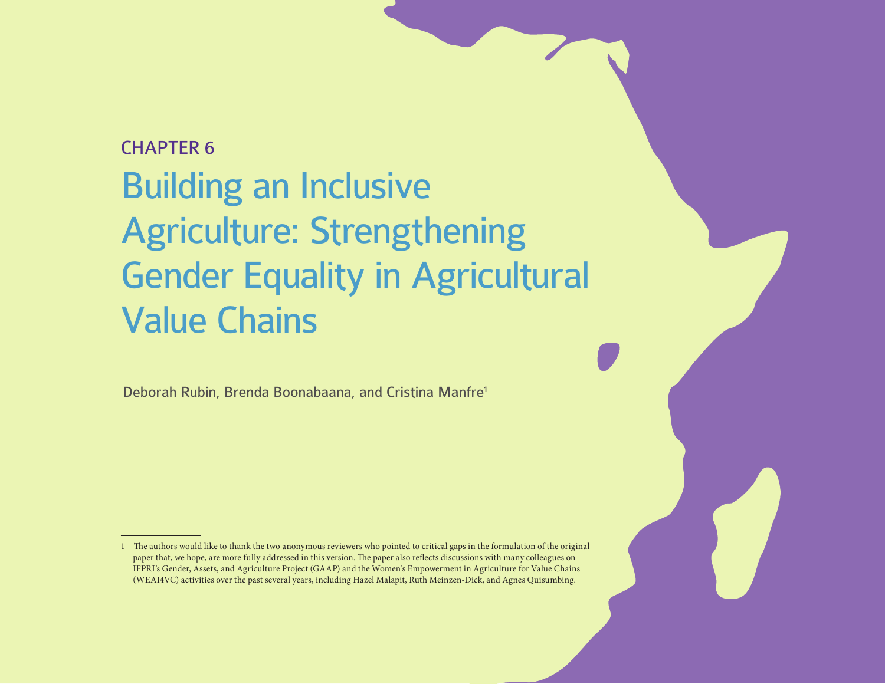CHAPTER 6

# Building an Inclusive Agriculture: Strengthening Gender Equality in Agricultural Value Chains

Deborah Rubin, Brenda Boonabaana, and Cristina Manfre[1]

---

1 The authors would like to thank the two anonymous reviewers who pointed to critical gaps in the formulation of the original paper that, we hope, are more fully addressed in this version. The paper also reflects discussions with many colleagues on IFPRI's Gender, Assets, and Agriculture Project (GAAP) and the Women's Empowerment in Agriculture for Value Chains (WEAI4VC) activities over the past several years, including Hazel Malapit, Ruth Meinzen-Dick, and Agnes Quisumbing.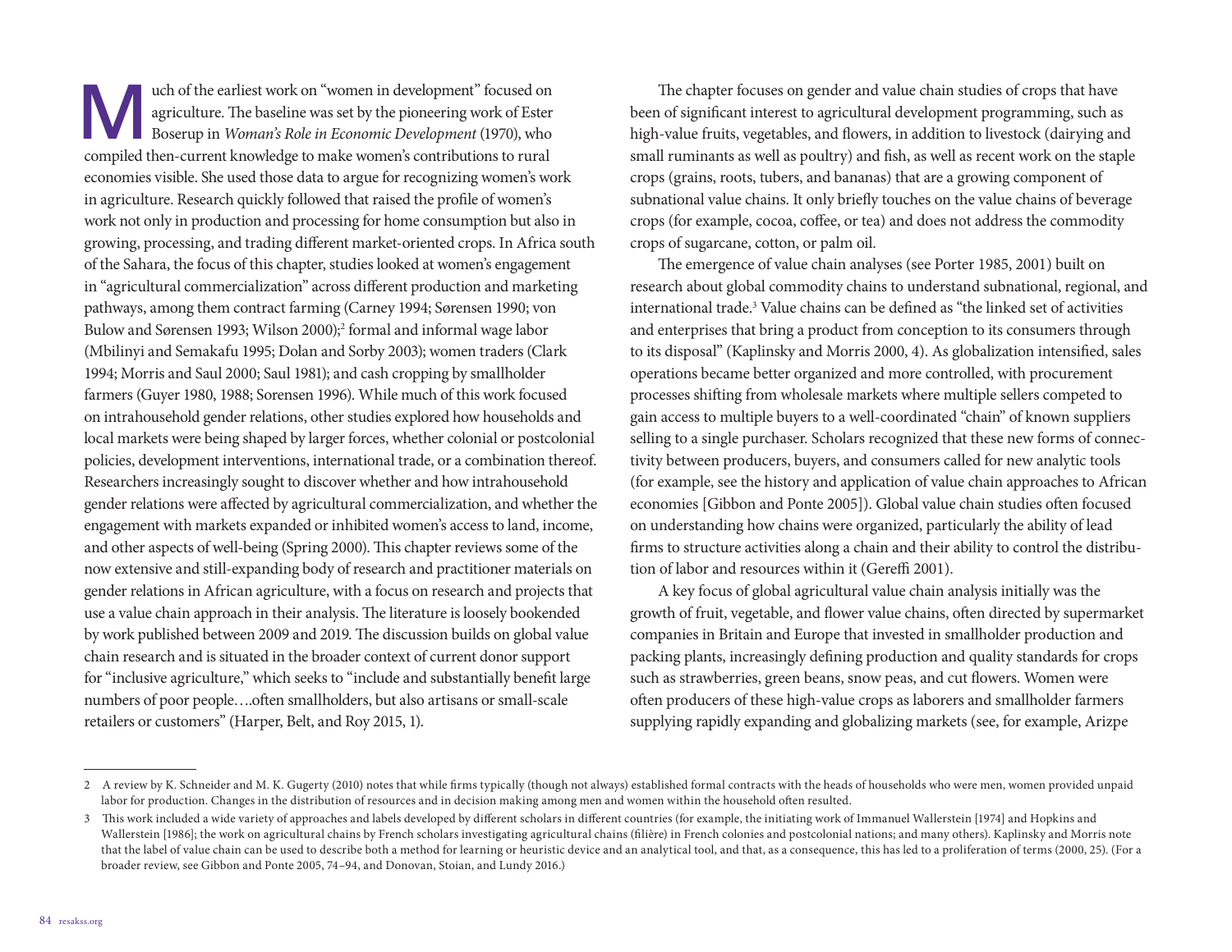Much of the earliest work on "women in development" focused on agriculture. The baseline was set by the pioneering work of Ester Boserup in *Woman's Role in Economic Development* (1970), who compiled then-current knowledge to make women's contributions to rural economies visible. She used those data to argue for recognizing women's work in agriculture. Research quickly followed that raised the profile of women's work not only in production and processing for home consumption but also in growing, processing, and trading different market-oriented crops. In Africa south of the Sahara, the focus of this chapter, studies looked at women's engagement in "agricultural commercialization" across different production and marketing pathways, among them contract farming (Carney 1994; Sørensen 1990; von Bulow and Sørensen 1993; Wilson 2000);[2] formal and informal wage labor (Mbilinyi and Semakafu 1995; Dolan and Sorby 2003); women traders (Clark 1994; Morris and Saul 2000; Saul 1981); and cash cropping by smallholder farmers (Guyer 1980, 1988; Sorensen 1996). While much of this work focused on intrahousehold gender relations, other studies explored how households and local markets were being shaped by larger forces, whether colonial or postcolonial policies, development interventions, international trade, or a combination thereof. Researchers increasingly sought to discover whether and how intrahousehold gender relations were affected by agricultural commercialization, and whether the engagement with markets expanded or inhibited women's access to land, income, and other aspects of well-being (Spring 2000). This chapter reviews some of the now extensive and still-expanding body of research and practitioner materials on gender relations in African agriculture, with a focus on research and projects that use a value chain approach in their analysis. The literature is loosely bookended by work published between 2009 and 2019. The discussion builds on global value chain research and is situated in the broader context of current donor support for "inclusive agriculture," which seeks to "include and substantially benefit large numbers of poor people….often smallholders, but also artisans or small-scale retailers or customers" (Harper, Belt, and Roy 2015, 1).

The chapter focuses on gender and value chain studies of crops that have been of significant interest to agricultural development programming, such as high-value fruits, vegetables, and flowers, in addition to livestock (dairying and small ruminants as well as poultry) and fish, as well as recent work on the staple crops (grains, roots, tubers, and bananas) that are a growing component of subnational value chains. It only briefly touches on the value chains of beverage crops (for example, cocoa, coffee, or tea) and does not address the commodity crops of sugarcane, cotton, or palm oil.

The emergence of value chain analyses (see Porter 1985, 2001) built on research about global commodity chains to understand subnational, regional, and international trade.[3] Value chains can be defined as "the linked set of activities and enterprises that bring a product from conception to its consumers through to its disposal" (Kaplinsky and Morris 2000, 4). As globalization intensified, sales operations became better organized and more controlled, with procurement processes shifting from wholesale markets where multiple sellers competed to gain access to multiple buyers to a well-coordinated "chain" of known suppliers selling to a single purchaser. Scholars recognized that these new forms of connectivity between producers, buyers, and consumers called for new analytic tools (for example, see the history and application of value chain approaches to African economies [Gibbon and Ponte 2005]). Global value chain studies often focused on understanding how chains were organized, particularly the ability of lead firms to structure activities along a chain and their ability to control the distribution of labor and resources within it (Gereffi 2001).

A key focus of global agricultural value chain analysis initially was the growth of fruit, vegetable, and flower value chains, often directed by supermarket companies in Britain and Europe that invested in smallholder production and packing plants, increasingly defining production and quality standards for crops such as strawberries, green beans, snow peas, and cut flowers. Women were often producers of these high-value crops as laborers and smallholder farmers supplying rapidly expanding and globalizing markets (see, for example, Arizpe

---

2 A review by K. Schneider and M. K. Gugerty (2010) notes that while firms typically (though not always) established formal contracts with the heads of households who were men, women provided unpaid labor for production. Changes in the distribution of resources and in decision making among men and women within the household often resulted.

3 This work included a wide variety of approaches and labels developed by different scholars in different countries (for example, the initiating work of Immanuel Wallerstein [1974] and Hopkins and Wallerstein [1986]; the work on agricultural chains by French scholars investigating agricultural chains (filière) in French colonies and postcolonial nations; and many others). Kaplinsky and Morris note that the label of value chain can be used to describe both a method for learning or heuristic device and an analytical tool, and that, as a consequence, this has led to a proliferation of terms (2000, 25). (For a broader review, see Gibbon and Ponte 2005, 74–94, and Donovan, Stoian, and Lundy 2016.)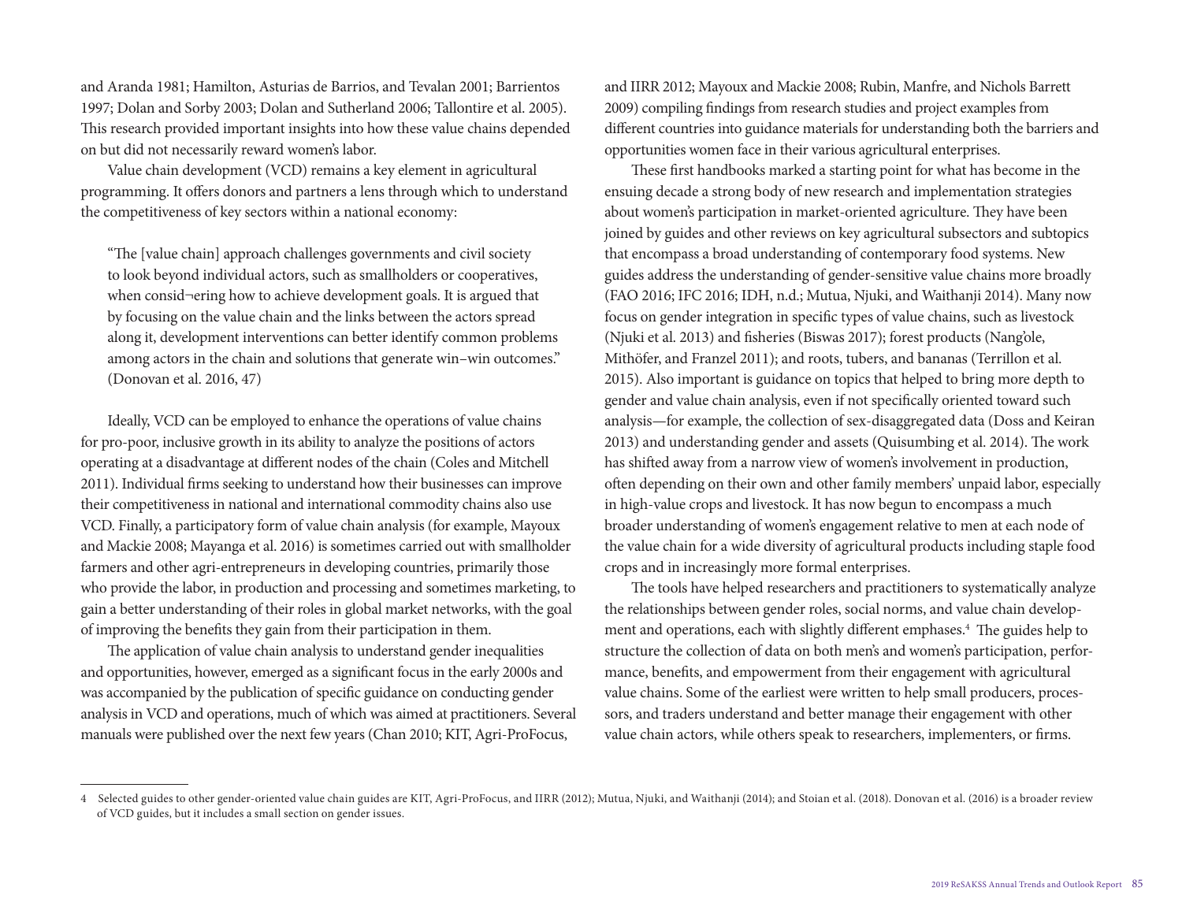and Aranda 1981; Hamilton, Asturias de Barrios, and Tevalan 2001; Barrientos 1997; Dolan and Sorby 2003; Dolan and Sutherland 2006; Tallontire et al. 2005). This research provided important insights into how these value chains depended on but did not necessarily reward women's labor.

Value chain development (VCD) remains a key element in agricultural programming. It offers donors and partners a lens through which to understand the competitiveness of key sectors within a national economy:

> "The [value chain] approach challenges governments and civil society to look beyond individual actors, such as smallholders or cooperatives, when consid¬ering how to achieve development goals. It is argued that by focusing on the value chain and the links between the actors spread along it, development interventions can better identify common problems among actors in the chain and solutions that generate win–win outcomes." (Donovan et al. 2016, 47)

Ideally, VCD can be employed to enhance the operations of value chains for pro-poor, inclusive growth in its ability to analyze the positions of actors operating at a disadvantage at different nodes of the chain (Coles and Mitchell 2011). Individual firms seeking to understand how their businesses can improve their competitiveness in national and international commodity chains also use VCD. Finally, a participatory form of value chain analysis (for example, Mayoux and Mackie 2008; Mayanga et al. 2016) is sometimes carried out with smallholder farmers and other agri-entrepreneurs in developing countries, primarily those who provide the labor, in production and processing and sometimes marketing, to gain a better understanding of their roles in global market networks, with the goal of improving the benefits they gain from their participation in them.

The application of value chain analysis to understand gender inequalities and opportunities, however, emerged as a significant focus in the early 2000s and was accompanied by the publication of specific guidance on conducting gender analysis in VCD and operations, much of which was aimed at practitioners. Several manuals were published over the next few years (Chan 2010; KIT, Agri-ProFocus, and IIRR 2012; Mayoux and Mackie 2008; Rubin, Manfre, and Nichols Barrett 2009) compiling findings from research studies and project examples from different countries into guidance materials for understanding both the barriers and opportunities women face in their various agricultural enterprises.

These first handbooks marked a starting point for what has become in the ensuing decade a strong body of new research and implementation strategies about women's participation in market-oriented agriculture. They have been joined by guides and other reviews on key agricultural subsectors and subtopics that encompass a broad understanding of contemporary food systems. New guides address the understanding of gender-sensitive value chains more broadly (FAO 2016; IFC 2016; IDH, n.d.; Mutua, Njuki, and Waithanji 2014). Many now focus on gender integration in specific types of value chains, such as livestock (Njuki et al. 2013) and fisheries (Biswas 2017); forest products (Nang'ole, Mithöfer, and Franzel 2011); and roots, tubers, and bananas (Terrillon et al. 2015). Also important is guidance on topics that helped to bring more depth to gender and value chain analysis, even if not specifically oriented toward such analysis—for example, the collection of sex-disaggregated data (Doss and Keiran 2013) and understanding gender and assets (Quisumbing et al. 2014). The work has shifted away from a narrow view of women's involvement in production, often depending on their own and other family members' unpaid labor, especially in high-value crops and livestock. It has now begun to encompass a much broader understanding of women's engagement relative to men at each node of the value chain for a wide diversity of agricultural products including staple food crops and in increasingly more formal enterprises.

The tools have helped researchers and practitioners to systematically analyze the relationships between gender roles, social norms, and value chain development and operations, each with slightly different emphases.[4] The guides help to structure the collection of data on both men's and women's participation, performance, benefits, and empowerment from their engagement with agricultural value chains. Some of the earliest were written to help small producers, processors, and traders understand and better manage their engagement with other value chain actors, while others speak to researchers, implementers, or firms.

---

[4] Selected guides to other gender-oriented value chain guides are KIT, Agri-ProFocus, and IIRR (2012); Mutua, Njuki, and Waithanji (2014); and Stoian et al. (2018). Donovan et al. (2016) is a broader review of VCD guides, but it includes a small section on gender issues.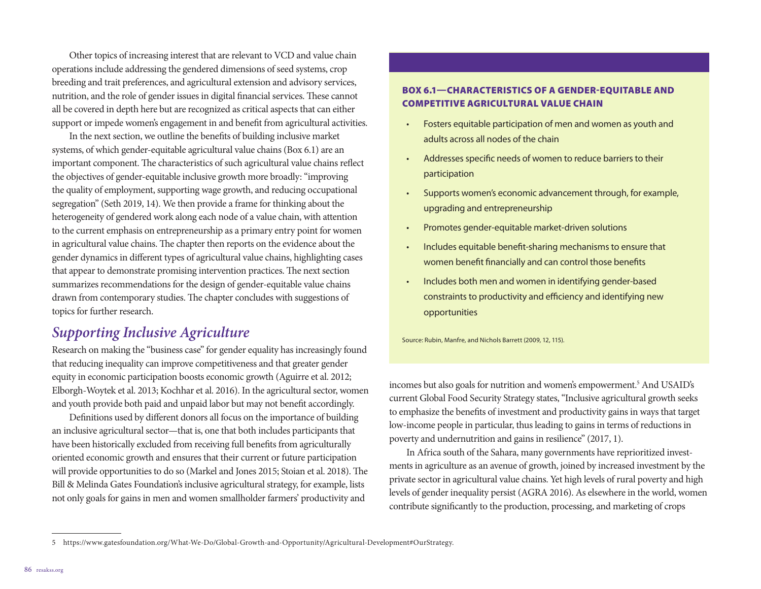Other topics of increasing interest that are relevant to VCD and value chain operations include addressing the gendered dimensions of seed systems, crop breeding and trait preferences, and agricultural extension and advisory services, nutrition, and the role of gender issues in digital financial services. These cannot all be covered in depth here but are recognized as critical aspects that can either support or impede women's engagement in and benefit from agricultural activities.

In the next section, we outline the benefits of building inclusive market systems, of which gender-equitable agricultural value chains (Box 6.1) are an important component. The characteristics of such agricultural value chains reflect the objectives of gender-equitable inclusive growth more broadly: "improving the quality of employment, supporting wage growth, and reducing occupational segregation" (Seth 2019, 14). We then provide a frame for thinking about the heterogeneity of gendered work along each node of a value chain, with attention to the current emphasis on entrepreneurship as a primary entry point for women in agricultural value chains. The chapter then reports on the evidence about the gender dynamics in different types of agricultural value chains, highlighting cases that appear to demonstrate promising intervention practices. The next section summarizes recommendations for the design of gender-equitable value chains drawn from contemporary studies. The chapter concludes with suggestions of topics for further research.

## *Supporting Inclusive Agriculture*

Research on making the "business case" for gender equality has increasingly found that reducing inequality can improve competitiveness and that greater gender equity in economic participation boosts economic growth (Aguirre et al. 2012; Elborgh-Woytek et al. 2013; Kochhar et al. 2016). In the agricultural sector, women and youth provide both paid and unpaid labor but may not benefit accordingly.

Definitions used by different donors all focus on the importance of building an inclusive agricultural sector—that is, one that both includes participants that have been historically excluded from receiving full benefits from agriculturally oriented economic growth and ensures that their current or future participation will provide opportunities to do so (Markel and Jones 2015; Stoian et al. 2018). The Bill & Melinda Gates Foundation's inclusive agricultural strategy, for example, lists not only goals for gains in men and women smallholder farmers' productivity and incomes but also goals for nutrition and women's empowerment.[5] And USAID's current Global Food Security Strategy states, "Inclusive agricultural growth seeks to emphasize the benefits of investment and productivity gains in ways that target low-income people in particular, thus leading to gains in terms of reductions in poverty and undernutrition and gains in resilience" (2017, 1).

In Africa south of the Sahara, many governments have reprioritized investments in agriculture as an avenue of growth, joined by increased investment by the private sector in agricultural value chains. Yet high levels of rural poverty and high levels of gender inequality persist (AGRA 2016). As elsewhere in the world, women contribute significantly to the production, processing, and marketing of crops

**BOX 6.1—CHARACTERISTICS OF A GENDER-EQUITABLE AND COMPETITIVE AGRICULTURAL VALUE CHAIN**

- Fosters equitable participation of men and women as youth and adults across all nodes of the chain
- Addresses specific needs of women to reduce barriers to their participation
- Supports women's economic advancement through, for example, upgrading and entrepreneurship
- Promotes gender-equitable market-driven solutions
- Includes equitable benefit-sharing mechanisms to ensure that women benefit financially and can control those benefits
- Includes both men and women in identifying gender-based constraints to productivity and efficiency and identifying new opportunities

Source: Rubin, Manfre, and Nichols Barrett (2009, 12, 115).

5 https://www.gatesfoundation.org/What-We-Do/Global-Growth-and-Opportunity/Agricultural-Development#OurStrategy.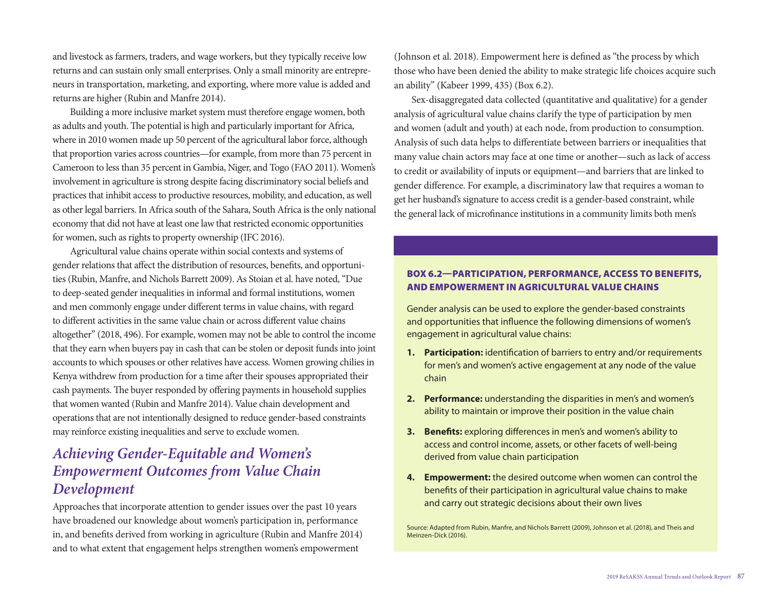and livestock as farmers, traders, and wage workers, but they typically receive low returns and can sustain only small enterprises. Only a small minority are entrepreneurs in transportation, marketing, and exporting, where more value is added and returns are higher (Rubin and Manfre 2014).

Building a more inclusive market system must therefore engage women, both as adults and youth. The potential is high and particularly important for Africa, where in 2010 women made up 50 percent of the agricultural labor force, although that proportion varies across countries—for example, from more than 75 percent in Cameroon to less than 35 percent in Gambia, Niger, and Togo (FAO 2011). Women's involvement in agriculture is strong despite facing discriminatory social beliefs and practices that inhibit access to productive resources, mobility, and education, as well as other legal barriers. In Africa south of the Sahara, South Africa is the only national economy that did not have at least one law that restricted economic opportunities for women, such as rights to property ownership (IFC 2016).

Agricultural value chains operate within social contexts and systems of gender relations that affect the distribution of resources, benefits, and opportunities (Rubin, Manfre, and Nichols Barrett 2009). As Stoian et al. have noted, "Due to deep-seated gender inequalities in informal and formal institutions, women and men commonly engage under different terms in value chains, with regard to different activities in the same value chain or across different value chains altogether" (2018, 496). For example, women may not be able to control the income that they earn when buyers pay in cash that can be stolen or deposit funds into joint accounts to which spouses or other relatives have access. Women growing chilies in Kenya withdrew from production for a time after their spouses appropriated their cash payments. The buyer responded by offering payments in household supplies that women wanted (Rubin and Manfre 2014). Value chain development and operations that are not intentionally designed to reduce gender-based constraints may reinforce existing inequalities and serve to exclude women.

## *Achieving Gender-Equitable and Women's Empowerment Outcomes from Value Chain Development*

Approaches that incorporate attention to gender issues over the past 10 years have broadened our knowledge about women's participation in, performance in, and benefits derived from working in agriculture (Rubin and Manfre 2014) and to what extent that engagement helps strengthen women's empowerment (Johnson et al. 2018). Empowerment here is defined as "the process by which those who have been denied the ability to make strategic life choices acquire such an ability" (Kabeer 1999, 435) (Box 6.2).

Sex-disaggregated data collected (quantitative and qualitative) for a gender analysis of agricultural value chains clarify the type of participation by men and women (adult and youth) at each node, from production to consumption. Analysis of such data helps to differentiate between barriers or inequalities that many value chain actors may face at one time or another—such as lack of access to credit or availability of inputs or equipment—and barriers that are linked to gender difference. For example, a discriminatory law that requires a woman to get her husband's signature to access credit is a gender-based constraint, while the general lack of microfinance institutions in a community limits both men's

### BOX 6.2—PARTICIPATION, PERFORMANCE, ACCESS TO BENEFITS, AND EMPOWERMENT IN AGRICULTURAL VALUE CHAINS

Gender analysis can be used to explore the gender-based constraints and opportunities that influence the following dimensions of women's engagement in agricultural value chains:

1. **Participation:** identification of barriers to entry and/or requirements for men's and women's active engagement at any node of the value chain
2. **Performance:** understanding the disparities in men's and women's ability to maintain or improve their position in the value chain
3. **Benefits:** exploring differences in men's and women's ability to access and control income, assets, or other facets of well-being derived from value chain participation
4. **Empowerment:** the desired outcome when women can control the benefits of their participation in agricultural value chains to make and carry out strategic decisions about their own lives

Source: Adapted from Rubin, Manfre, and Nichols Barrett (2009), Johnson et al. (2018), and Theis and Meinzen-Dick (2016).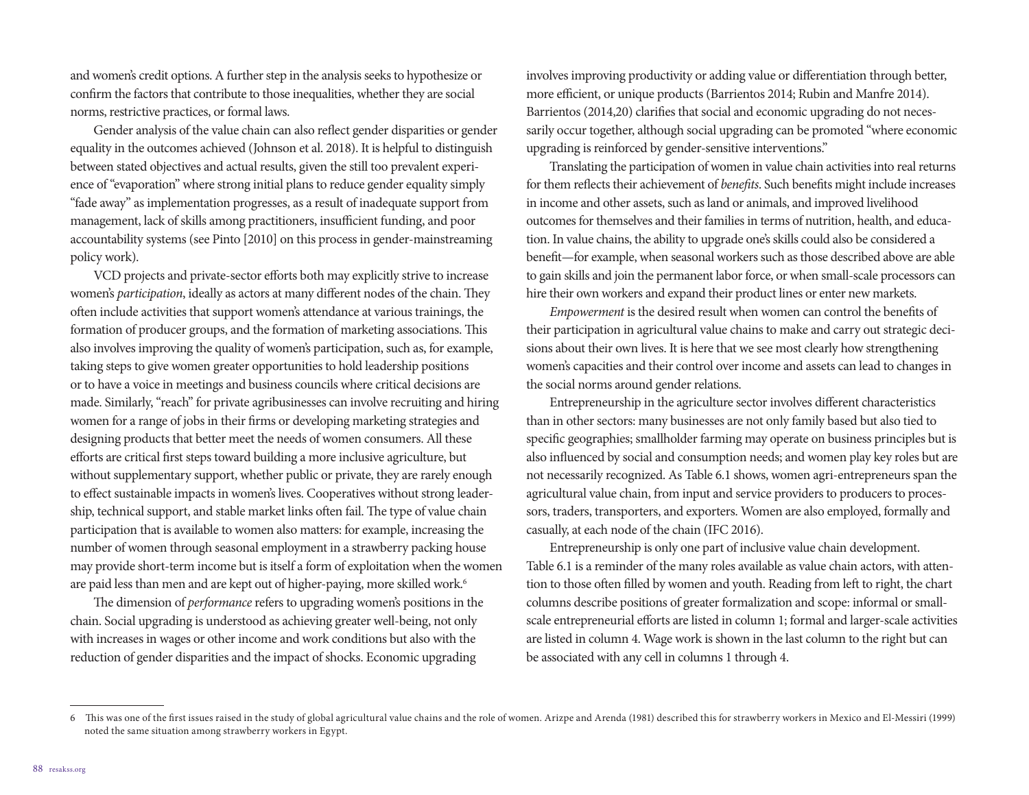and women's credit options. A further step in the analysis seeks to hypothesize or confirm the factors that contribute to those inequalities, whether they are social norms, restrictive practices, or formal laws.

Gender analysis of the value chain can also reflect gender disparities or gender equality in the outcomes achieved (Johnson et al. 2018). It is helpful to distinguish between stated objectives and actual results, given the still too prevalent experience of "evaporation" where strong initial plans to reduce gender equality simply "fade away" as implementation progresses, as a result of inadequate support from management, lack of skills among practitioners, insufficient funding, and poor accountability systems (see Pinto [2010] on this process in gender-mainstreaming policy work).

VCD projects and private-sector efforts both may explicitly strive to increase women's *participation*, ideally as actors at many different nodes of the chain. They often include activities that support women's attendance at various trainings, the formation of producer groups, and the formation of marketing associations. This also involves improving the quality of women's participation, such as, for example, taking steps to give women greater opportunities to hold leadership positions or to have a voice in meetings and business councils where critical decisions are made. Similarly, "reach" for private agribusinesses can involve recruiting and hiring women for a range of jobs in their firms or developing marketing strategies and designing products that better meet the needs of women consumers. All these efforts are critical first steps toward building a more inclusive agriculture, but without supplementary support, whether public or private, they are rarely enough to effect sustainable impacts in women's lives. Cooperatives without strong leadership, technical support, and stable market links often fail. The type of value chain participation that is available to women also matters: for example, increasing the number of women through seasonal employment in a strawberry packing house may provide short-term income but is itself a form of exploitation when the women are paid less than men and are kept out of higher-paying, more skilled work.[6]

The dimension of *performance* refers to upgrading women's positions in the chain. Social upgrading is understood as achieving greater well-being, not only with increases in wages or other income and work conditions but also with the reduction of gender disparities and the impact of shocks. Economic upgrading involves improving productivity or adding value or differentiation through better, more efficient, or unique products (Barrientos 2014; Rubin and Manfre 2014). Barrientos (2014,20) clarifies that social and economic upgrading do not necessarily occur together, although social upgrading can be promoted "where economic upgrading is reinforced by gender-sensitive interventions."

Translating the participation of women in value chain activities into real returns for them reflects their achievement of *benefits*. Such benefits might include increases in income and other assets, such as land or animals, and improved livelihood outcomes for themselves and their families in terms of nutrition, health, and education. In value chains, the ability to upgrade one's skills could also be considered a benefit—for example, when seasonal workers such as those described above are able to gain skills and join the permanent labor force, or when small-scale processors can hire their own workers and expand their product lines or enter new markets.

*Empowerment* is the desired result when women can control the benefits of their participation in agricultural value chains to make and carry out strategic decisions about their own lives. It is here that we see most clearly how strengthening women's capacities and their control over income and assets can lead to changes in the social norms around gender relations.

Entrepreneurship in the agriculture sector involves different characteristics than in other sectors: many businesses are not only family based but also tied to specific geographies; smallholder farming may operate on business principles but is also influenced by social and consumption needs; and women play key roles but are not necessarily recognized. As Table 6.1 shows, women agri-entrepreneurs span the agricultural value chain, from input and service providers to producers to processors, traders, transporters, and exporters. Women are also employed, formally and casually, at each node of the chain (IFC 2016).

Entrepreneurship is only one part of inclusive value chain development. Table 6.1 is a reminder of the many roles available as value chain actors, with attention to those often filled by women and youth. Reading from left to right, the chart columns describe positions of greater formalization and scope: informal or small-scale entrepreneurial efforts are listed in column 1; formal and larger-scale activities are listed in column 4. Wage work is shown in the last column to the right but can be associated with any cell in columns 1 through 4.

---

[6] This was one of the first issues raised in the study of global agricultural value chains and the role of women. Arizpe and Arenda (1981) described this for strawberry workers in Mexico and El-Messiri (1999) noted the same situation among strawberry workers in Egypt.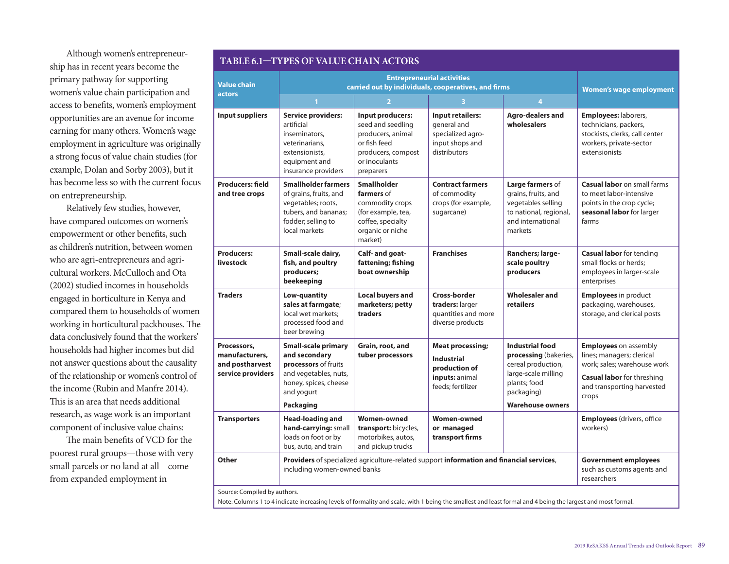Although women's entrepreneurship has in recent years become the primary pathway for supporting women's value chain participation and access to benefits, women's employment opportunities are an avenue for income earning for many others. Women's wage employment in agriculture was originally a strong focus of value chain studies (for example, Dolan and Sorby 2003), but it has become less so with the current focus on entrepreneurship.

Relatively few studies, however, have compared outcomes on women's empowerment or other benefits, such as children's nutrition, between women who are agri-entrepreneurs and agricultural workers. McCulloch and Ota (2002) studied incomes in households engaged in horticulture in Kenya and compared them to households of women working in horticultural packhouses. The data conclusively found that the workers' households had higher incomes but did not answer questions about the causality of the relationship or women's control of the income (Rubin and Manfre 2014). This is an area that needs additional research, as wage work is an important component of inclusive value chains:

The main benefits of VCD for the poorest rural groups—those with very small parcels or no land at all—come from expanded employment in

**TABLE 6.1—TYPES OF VALUE CHAIN ACTORS**

| Value chain actors | Entrepreneurial activities carried out by individuals, cooperatives, and firms | | | | Women's wage employment |
|---|---|---|---|---|---|
| | 1 | 2 | 3 | 4 | |
| **Input suppliers** | **Service providers:** artificial inseminators, veterinarians, extensionists, equipment and insurance providers | **Input producers:** seed and seedling producers, animal or fish feed producers, compost or inoculants preparers | **Input retailers:** general and specialized agro-input shops and distributors | **Agro-dealers and wholesalers** | **Employees:** laborers, technicians, packers, stockists, clerks, call center workers, private-sector extensionists |
| **Producers: field and tree crops** | **Smallholder farmers** of grains, fruits, and vegetables; roots, tubers, and bananas; fodder; selling to local markets | **Smallholder farmers** of commodity crops (for example, tea, coffee, specialty organic or niche market) | **Contract farmers** of commodity crops (for example, sugarcane) | **Large farmers** of grains, fruits, and vegetables selling to national, regional, and international markets | **Casual labor** on small farms to meet labor-intensive points in the crop cycle; **seasonal labor** for larger farms |
| **Producers: livestock** | **Small-scale dairy, fish, and poultry producers; beekeeping** | **Calf- and goat-fattening; fishing boat ownership** | **Franchises** | **Ranchers; large-scale poultry producers** | **Casual labor** for tending small flocks or herds; employees in larger-scale enterprises |
| **Traders** | **Low-quantity sales at farmgate**; local wet markets; processed food and beer brewing | **Local buyers and marketers; petty traders** | **Cross-border traders:** larger quantities and more diverse products | **Wholesaler and retailers** | **Employees** in product packaging, warehouses, storage, and clerical posts |
| **Processors, manufacturers, and postharvest service providers** | **Small-scale primary and secondary processors** of fruits and vegetables, nuts, honey, spices, cheese and yogurt<br>**Packaging** | **Grain, root, and tuber processors** | **Meat processing;**<br>**Industrial production of inputs:** animal feeds; fertilizer | **Industrial food processing** (bakeries, cereal production, large-scale milling plants; food packaging)<br>**Warehouse owners** | **Employees** on assembly lines; managers; clerical work; sales; warehouse work<br>**Casual labor** for threshing and transporting harvested crops |
| **Transporters** | **Head-loading and hand-carrying:** small loads on foot or by bus, auto, and train | **Women-owned transport:** bicycles, motorbikes, autos, and pickup trucks | **Women-owned or managed transport firms** | | **Employees** (drivers, office workers) |
| **Other** | **Providers** of specialized agriculture-related support **information and financial services**, including women-owned banks | | | | **Government employees** such as customs agents and researchers |

Source: Compiled by authors.

Note: Columns 1 to 4 indicate increasing levels of formality and scale, with 1 being the smallest and least formal and 4 being the largest and most formal.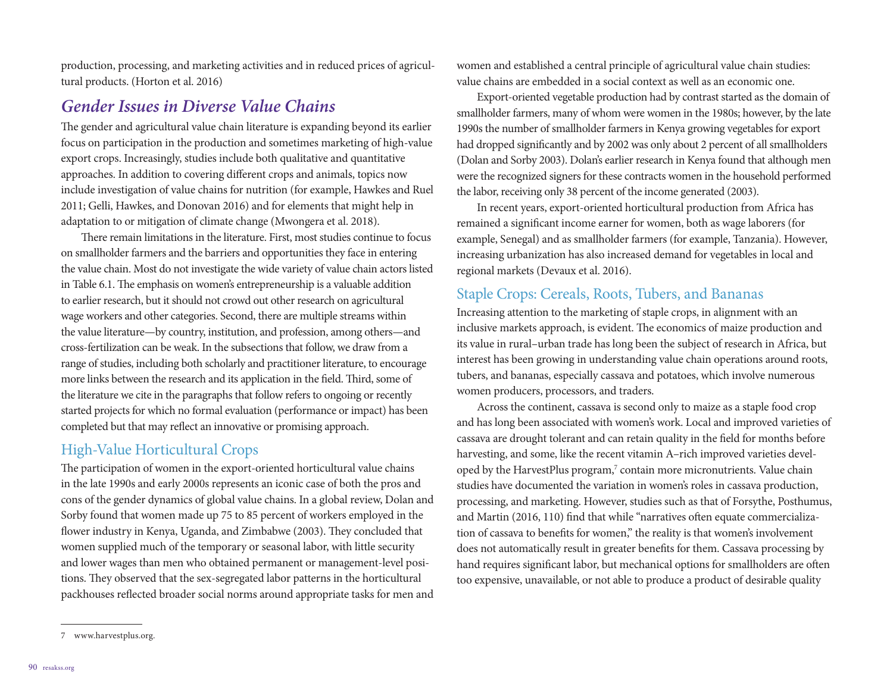production, processing, and marketing activities and in reduced prices of agricultural products. (Horton et al. 2016)

## *Gender Issues in Diverse Value Chains*

The gender and agricultural value chain literature is expanding beyond its earlier focus on participation in the production and sometimes marketing of high-value export crops. Increasingly, studies include both qualitative and quantitative approaches. In addition to covering different crops and animals, topics now include investigation of value chains for nutrition (for example, Hawkes and Ruel 2011; Gelli, Hawkes, and Donovan 2016) and for elements that might help in adaptation to or mitigation of climate change (Mwongera et al. 2018).

There remain limitations in the literature. First, most studies continue to focus on smallholder farmers and the barriers and opportunities they face in entering the value chain. Most do not investigate the wide variety of value chain actors listed in Table 6.1. The emphasis on women's entrepreneurship is a valuable addition to earlier research, but it should not crowd out other research on agricultural wage workers and other categories. Second, there are multiple streams within the value literature—by country, institution, and profession, among others—and cross-fertilization can be weak. In the subsections that follow, we draw from a range of studies, including both scholarly and practitioner literature, to encourage more links between the research and its application in the field. Third, some of the literature we cite in the paragraphs that follow refers to ongoing or recently started projects for which no formal evaluation (performance or impact) has been completed but that may reflect an innovative or promising approach.

### High-Value Horticultural Crops

The participation of women in the export-oriented horticultural value chains in the late 1990s and early 2000s represents an iconic case of both the pros and cons of the gender dynamics of global value chains. In a global review, Dolan and Sorby found that women made up 75 to 85 percent of workers employed in the flower industry in Kenya, Uganda, and Zimbabwe (2003). They concluded that women supplied much of the temporary or seasonal labor, with little security and lower wages than men who obtained permanent or management-level positions. They observed that the sex-segregated labor patterns in the horticultural packhouses reflected broader social norms around appropriate tasks for men and women and established a central principle of agricultural value chain studies: value chains are embedded in a social context as well as an economic one.

Export-oriented vegetable production had by contrast started as the domain of smallholder farmers, many of whom were women in the 1980s; however, by the late 1990s the number of smallholder farmers in Kenya growing vegetables for export had dropped significantly and by 2002 was only about 2 percent of all smallholders (Dolan and Sorby 2003). Dolan's earlier research in Kenya found that although men were the recognized signers for these contracts women in the household performed the labor, receiving only 38 percent of the income generated (2003).

In recent years, export-oriented horticultural production from Africa has remained a significant income earner for women, both as wage laborers (for example, Senegal) and as smallholder farmers (for example, Tanzania). However, increasing urbanization has also increased demand for vegetables in local and regional markets (Devaux et al. 2016).

### Staple Crops: Cereals, Roots, Tubers, and Bananas

Increasing attention to the marketing of staple crops, in alignment with an inclusive markets approach, is evident. The economics of maize production and its value in rural–urban trade has long been the subject of research in Africa, but interest has been growing in understanding value chain operations around roots, tubers, and bananas, especially cassava and potatoes, which involve numerous women producers, processors, and traders.

Across the continent, cassava is second only to maize as a staple food crop and has long been associated with women's work. Local and improved varieties of cassava are drought tolerant and can retain quality in the field for months before harvesting, and some, like the recent vitamin A–rich improved varieties developed by the HarvestPlus program,[7] contain more micronutrients. Value chain studies have documented the variation in women's roles in cassava production, processing, and marketing. However, studies such as that of Forsythe, Posthumus, and Martin (2016, 110) find that while "narratives often equate commercialization of cassava to benefits for women," the reality is that women's involvement does not automatically result in greater benefits for them. Cassava processing by hand requires significant labor, but mechanical options for smallholders are often too expensive, unavailable, or not able to produce a product of desirable quality

7 www.harvestplus.org.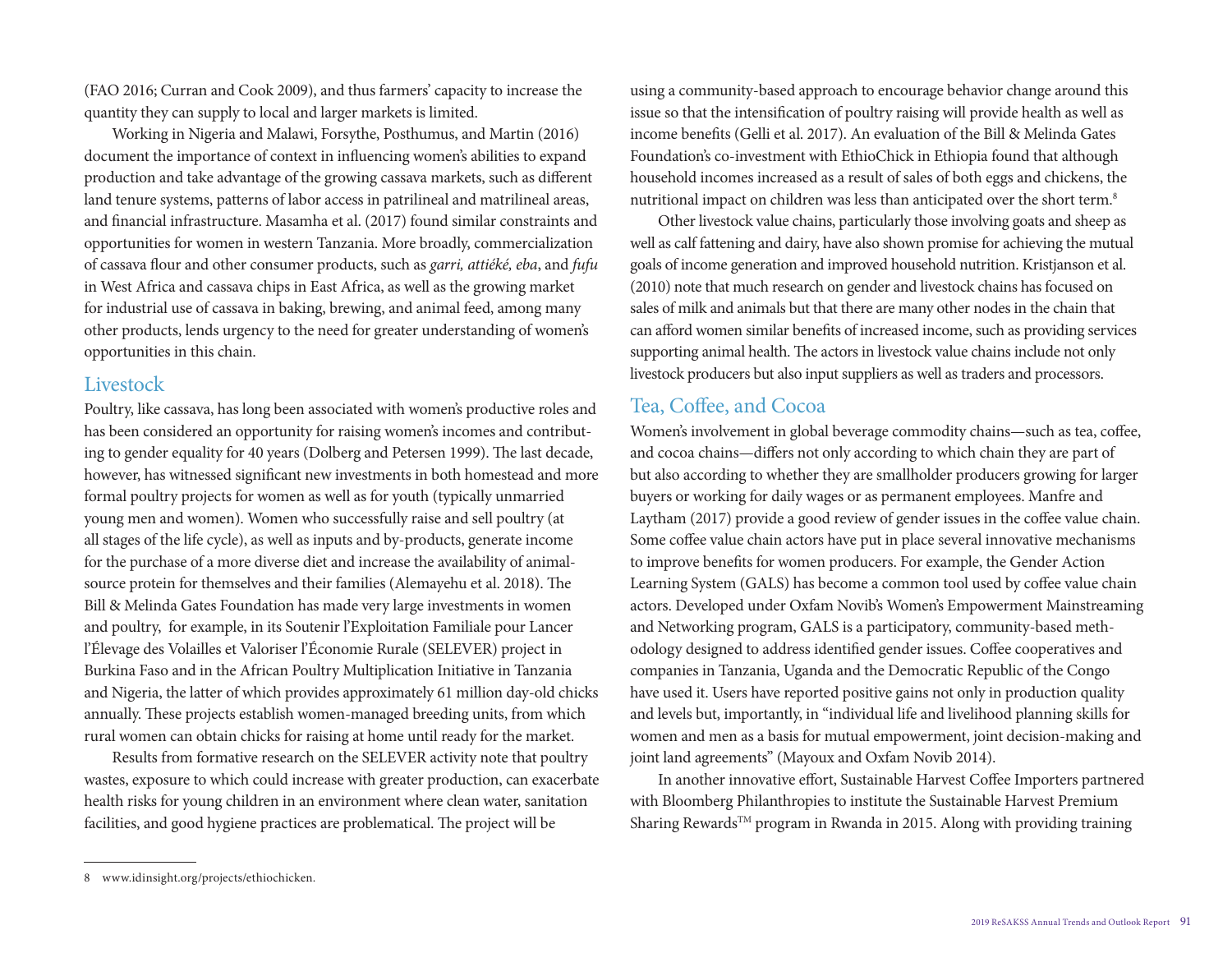(FAO 2016; Curran and Cook 2009), and thus farmers' capacity to increase the quantity they can supply to local and larger markets is limited.

Working in Nigeria and Malawi, Forsythe, Posthumus, and Martin (2016) document the importance of context in influencing women's abilities to expand production and take advantage of the growing cassava markets, such as different land tenure systems, patterns of labor access in patrilineal and matrilineal areas, and financial infrastructure. Masamha et al. (2017) found similar constraints and opportunities for women in western Tanzania. More broadly, commercialization of cassava flour and other consumer products, such as *garri, attiéké, eba*, and *fufu* in West Africa and cassava chips in East Africa, as well as the growing market for industrial use of cassava in baking, brewing, and animal feed, among many other products, lends urgency to the need for greater understanding of women's opportunities in this chain.

## Livestock

Poultry, like cassava, has long been associated with women's productive roles and has been considered an opportunity for raising women's incomes and contributing to gender equality for 40 years (Dolberg and Petersen 1999). The last decade, however, has witnessed significant new investments in both homestead and more formal poultry projects for women as well as for youth (typically unmarried young men and women). Women who successfully raise and sell poultry (at all stages of the life cycle), as well as inputs and by-products, generate income for the purchase of a more diverse diet and increase the availability of animal-source protein for themselves and their families (Alemayehu et al. 2018). The Bill & Melinda Gates Foundation has made very large investments in women and poultry, for example, in its Soutenir l'Exploitation Familiale pour Lancer l'Élevage des Volailles et Valoriser l'Économie Rurale (SELEVER) project in Burkina Faso and in the African Poultry Multiplication Initiative in Tanzania and Nigeria, the latter of which provides approximately 61 million day-old chicks annually. These projects establish women-managed breeding units, from which rural women can obtain chicks for raising at home until ready for the market.

Results from formative research on the SELEVER activity note that poultry wastes, exposure to which could increase with greater production, can exacerbate health risks for young children in an environment where clean water, sanitation facilities, and good hygiene practices are problematical. The project will be using a community-based approach to encourage behavior change around this issue so that the intensification of poultry raising will provide health as well as income benefits (Gelli et al. 2017). An evaluation of the Bill & Melinda Gates Foundation's co-investment with EthioChick in Ethiopia found that although household incomes increased as a result of sales of both eggs and chickens, the nutritional impact on children was less than anticipated over the short term.[8]

Other livestock value chains, particularly those involving goats and sheep as well as calf fattening and dairy, have also shown promise for achieving the mutual goals of income generation and improved household nutrition. Kristjanson et al. (2010) note that much research on gender and livestock chains has focused on sales of milk and animals but that there are many other nodes in the chain that can afford women similar benefits of increased income, such as providing services supporting animal health. The actors in livestock value chains include not only livestock producers but also input suppliers as well as traders and processors.

## Tea, Coffee, and Cocoa

Women's involvement in global beverage commodity chains—such as tea, coffee, and cocoa chains—differs not only according to which chain they are part of but also according to whether they are smallholder producers growing for larger buyers or working for daily wages or as permanent employees. Manfre and Laytham (2017) provide a good review of gender issues in the coffee value chain. Some coffee value chain actors have put in place several innovative mechanisms to improve benefits for women producers. For example, the Gender Action Learning System (GALS) has become a common tool used by coffee value chain actors. Developed under Oxfam Novib's Women's Empowerment Mainstreaming and Networking program, GALS is a participatory, community-based methodology designed to address identified gender issues. Coffee cooperatives and companies in Tanzania, Uganda and the Democratic Republic of the Congo have used it. Users have reported positive gains not only in production quality and levels but, importantly, in "individual life and livelihood planning skills for women and men as a basis for mutual empowerment, joint decision-making and joint land agreements" (Mayoux and Oxfam Novib 2014).

In another innovative effort, Sustainable Harvest Coffee Importers partnered with Bloomberg Philanthropies to institute the Sustainable Harvest Premium Sharing Rewards™ program in Rwanda in 2015. Along with providing training

---

8 www.idinsight.org/projects/ethiochicken.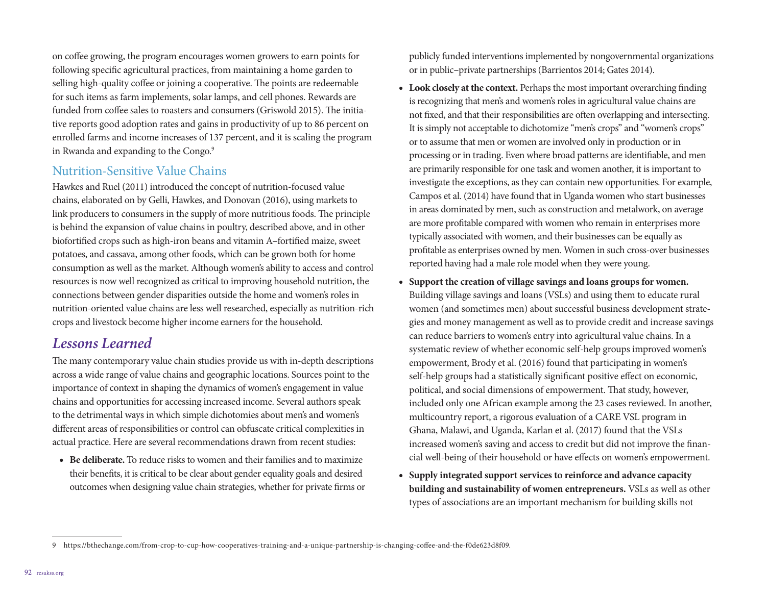on coffee growing, the program encourages women growers to earn points for following specific agricultural practices, from maintaining a home garden to selling high-quality coffee or joining a cooperative. The points are redeemable for such items as farm implements, solar lamps, and cell phones. Rewards are funded from coffee sales to roasters and consumers (Griswold 2015). The initiative reports good adoption rates and gains in productivity of up to 86 percent on enrolled farms and income increases of 137 percent, and it is scaling the program in Rwanda and expanding to the Congo.[9]

### Nutrition-Sensitive Value Chains

Hawkes and Ruel (2011) introduced the concept of nutrition-focused value chains, elaborated on by Gelli, Hawkes, and Donovan (2016), using markets to link producers to consumers in the supply of more nutritious foods. The principle is behind the expansion of value chains in poultry, described above, and in other biofortified crops such as high-iron beans and vitamin A–fortified maize, sweet potatoes, and cassava, among other foods, which can be grown both for home consumption as well as the market. Although women's ability to access and control resources is now well recognized as critical to improving household nutrition, the connections between gender disparities outside the home and women's roles in nutrition-oriented value chains are less well researched, especially as nutrition-rich crops and livestock become higher income earners for the household.

## *Lessons Learned*

The many contemporary value chain studies provide us with in-depth descriptions across a wide range of value chains and geographic locations. Sources point to the importance of context in shaping the dynamics of women's engagement in value chains and opportunities for accessing increased income. Several authors speak to the detrimental ways in which simple dichotomies about men's and women's different areas of responsibilities or control can obfuscate critical complexities in actual practice. Here are several recommendations drawn from recent studies:

- **Be deliberate.** To reduce risks to women and their families and to maximize their benefits, it is critical to be clear about gender equality goals and desired outcomes when designing value chain strategies, whether for private firms or publicly funded interventions implemented by nongovernmental organizations or in public–private partnerships (Barrientos 2014; Gates 2014).
- **Look closely at the context.** Perhaps the most important overarching finding is recognizing that men's and women's roles in agricultural value chains are not fixed, and that their responsibilities are often overlapping and intersecting. It is simply not acceptable to dichotomize "men's crops" and "women's crops" or to assume that men or women are involved only in production or in processing or in trading. Even where broad patterns are identifiable, and men are primarily responsible for one task and women another, it is important to investigate the exceptions, as they can contain new opportunities. For example, Campos et al. (2014) have found that in Uganda women who start businesses in areas dominated by men, such as construction and metalwork, on average are more profitable compared with women who remain in enterprises more typically associated with women, and their businesses can be equally as profitable as enterprises owned by men. Women in such cross-over businesses reported having had a male role model when they were young.
- **Support the creation of village savings and loans groups for women.** Building village savings and loans (VSLs) and using them to educate rural women (and sometimes men) about successful business development strategies and money management as well as to provide credit and increase savings can reduce barriers to women's entry into agricultural value chains. In a systematic review of whether economic self-help groups improved women's empowerment, Brody et al. (2016) found that participating in women's self-help groups had a statistically significant positive effect on economic, political, and social dimensions of empowerment. That study, however, included only one African example among the 23 cases reviewed. In another, multicountry report, a rigorous evaluation of a CARE VSL program in Ghana, Malawi, and Uganda, Karlan et al. (2017) found that the VSLs increased women's saving and access to credit but did not improve the financial well-being of their household or have effects on women's empowerment.
- **Supply integrated support services to reinforce and advance capacity building and sustainability of women entrepreneurs.** VSLs as well as other types of associations are an important mechanism for building skills not

---

[9] https://bthechange.com/from-crop-to-cup-how-cooperatives-training-and-a-unique-partnership-is-changing-coffee-and-the-f0de623d8f09.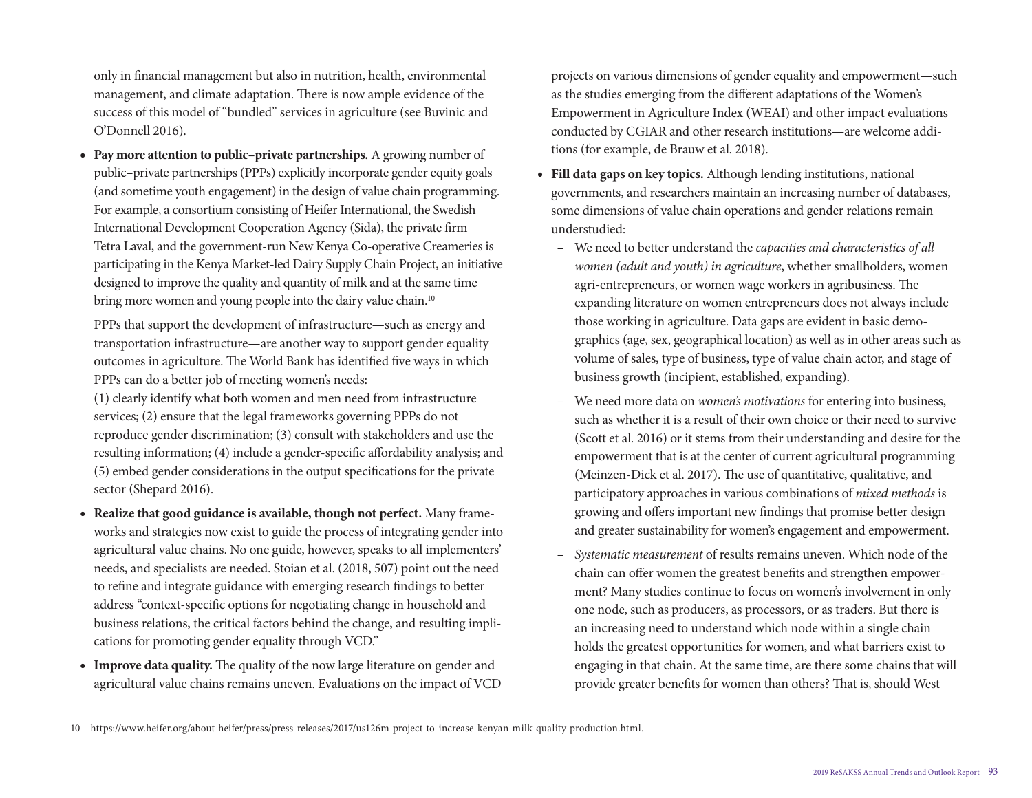only in financial management but also in nutrition, health, environmental management, and climate adaptation. There is now ample evidence of the success of this model of "bundled" services in agriculture (see Buvinic and O'Donnell 2016).

- **Pay more attention to public–private partnerships.** A growing number of public–private partnerships (PPPs) explicitly incorporate gender equity goals (and sometime youth engagement) in the design of value chain programming. For example, a consortium consisting of Heifer International, the Swedish International Development Cooperation Agency (Sida), the private firm Tetra Laval, and the government-run New Kenya Co-operative Creameries is participating in the Kenya Market-led Dairy Supply Chain Project, an initiative designed to improve the quality and quantity of milk and at the same time bring more women and young people into the dairy value chain.[10]

  PPPs that support the development of infrastructure—such as energy and transportation infrastructure—are another way to support gender equality outcomes in agriculture. The World Bank has identified five ways in which PPPs can do a better job of meeting women's needs: (1) clearly identify what both women and men need from infrastructure services; (2) ensure that the legal frameworks governing PPPs do not reproduce gender discrimination; (3) consult with stakeholders and use the resulting information; (4) include a gender-specific affordability analysis; and (5) embed gender considerations in the output specifications for the private sector (Shepard 2016).

- **Realize that good guidance is available, though not perfect.** Many frameworks and strategies now exist to guide the process of integrating gender into agricultural value chains. No one guide, however, speaks to all implementers' needs, and specialists are needed. Stoian et al. (2018, 507) point out the need to refine and integrate guidance with emerging research findings to better address "context-specific options for negotiating change in household and business relations, the critical factors behind the change, and resulting implications for promoting gender equality through VCD."

- **Improve data quality.** The quality of the now large literature on gender and agricultural value chains remains uneven. Evaluations on the impact of VCD projects on various dimensions of gender equality and empowerment—such as the studies emerging from the different adaptations of the Women's Empowerment in Agriculture Index (WEAI) and other impact evaluations conducted by CGIAR and other research institutions—are welcome additions (for example, de Brauw et al. 2018).

- **Fill data gaps on key topics.** Although lending institutions, national governments, and researchers maintain an increasing number of databases, some dimensions of value chain operations and gender relations remain understudied:
  - We need to better understand the *capacities and characteristics of all women (adult and youth) in agriculture*, whether smallholders, women agri-entrepreneurs, or women wage workers in agribusiness. The expanding literature on women entrepreneurs does not always include those working in agriculture. Data gaps are evident in basic demographics (age, sex, geographical location) as well as in other areas such as volume of sales, type of business, type of value chain actor, and stage of business growth (incipient, established, expanding).
  - We need more data on *women's motivations* for entering into business, such as whether it is a result of their own choice or their need to survive (Scott et al. 2016) or it stems from their understanding and desire for the empowerment that is at the center of current agricultural programming (Meinzen-Dick et al. 2017). The use of quantitative, qualitative, and participatory approaches in various combinations of *mixed methods* is growing and offers important new findings that promise better design and greater sustainability for women's engagement and empowerment.
  - *Systematic measurement* of results remains uneven. Which node of the chain can offer women the greatest benefits and strengthen empowerment? Many studies continue to focus on women's involvement in only one node, such as producers, as processors, or as traders. But there is an increasing need to understand which node within a single chain holds the greatest opportunities for women, and what barriers exist to engaging in that chain. At the same time, are there some chains that will provide greater benefits for women than others? That is, should West

10 https://www.heifer.org/about-heifer/press/press-releases/2017/us126m-project-to-increase-kenyan-milk-quality-production.html.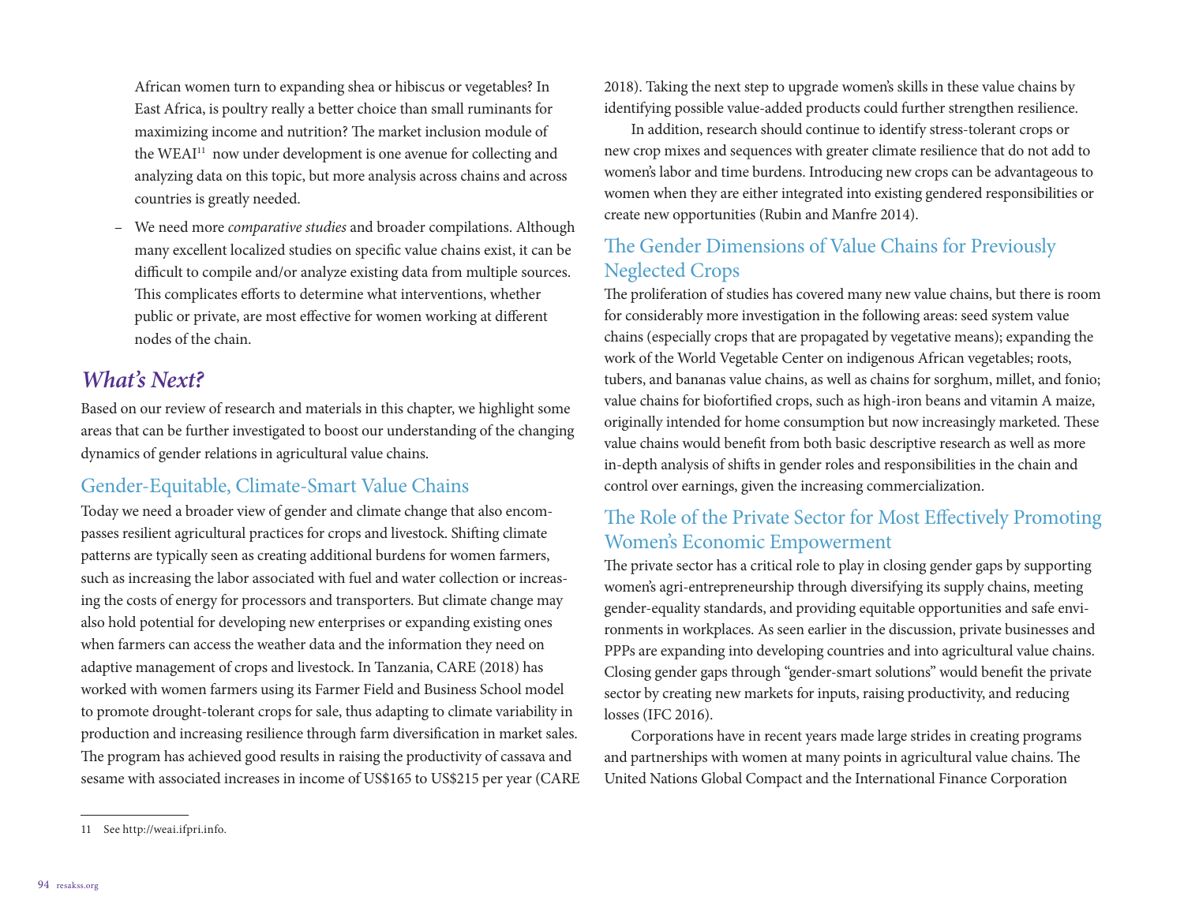African women turn to expanding shea or hibiscus or vegetables? In East Africa, is poultry really a better choice than small ruminants for maximizing income and nutrition? The market inclusion module of the WEAI[11] now under development is one avenue for collecting and analyzing data on this topic, but more analysis across chains and across countries is greatly needed.

– We need more *comparative studies* and broader compilations. Although many excellent localized studies on specific value chains exist, it can be difficult to compile and/or analyze existing data from multiple sources. This complicates efforts to determine what interventions, whether public or private, are most effective for women working at different nodes of the chain.

## *What's Next?*

Based on our review of research and materials in this chapter, we highlight some areas that can be further investigated to boost our understanding of the changing dynamics of gender relations in agricultural value chains.

### Gender-Equitable, Climate-Smart Value Chains

Today we need a broader view of gender and climate change that also encompasses resilient agricultural practices for crops and livestock. Shifting climate patterns are typically seen as creating additional burdens for women farmers, such as increasing the labor associated with fuel and water collection or increasing the costs of energy for processors and transporters. But climate change may also hold potential for developing new enterprises or expanding existing ones when farmers can access the weather data and the information they need on adaptive management of crops and livestock. In Tanzania, CARE (2018) has worked with women farmers using its Farmer Field and Business School model to promote drought-tolerant crops for sale, thus adapting to climate variability in production and increasing resilience through farm diversification in market sales. The program has achieved good results in raising the productivity of cassava and sesame with associated increases in income of US$165 to US$215 per year (CARE 2018). Taking the next step to upgrade women's skills in these value chains by identifying possible value-added products could further strengthen resilience.

In addition, research should continue to identify stress-tolerant crops or new crop mixes and sequences with greater climate resilience that do not add to women's labor and time burdens. Introducing new crops can be advantageous to women when they are either integrated into existing gendered responsibilities or create new opportunities (Rubin and Manfre 2014).

### The Gender Dimensions of Value Chains for Previously Neglected Crops

The proliferation of studies has covered many new value chains, but there is room for considerably more investigation in the following areas: seed system value chains (especially crops that are propagated by vegetative means); expanding the work of the World Vegetable Center on indigenous African vegetables; roots, tubers, and bananas value chains, as well as chains for sorghum, millet, and fonio; value chains for biofortified crops, such as high-iron beans and vitamin A maize, originally intended for home consumption but now increasingly marketed. These value chains would benefit from both basic descriptive research as well as more in-depth analysis of shifts in gender roles and responsibilities in the chain and control over earnings, given the increasing commercialization.

### The Role of the Private Sector for Most Effectively Promoting Women's Economic Empowerment

The private sector has a critical role to play in closing gender gaps by supporting women's agri-entrepreneurship through diversifying its supply chains, meeting gender-equality standards, and providing equitable opportunities and safe environments in workplaces. As seen earlier in the discussion, private businesses and PPPs are expanding into developing countries and into agricultural value chains. Closing gender gaps through "gender-smart solutions" would benefit the private sector by creating new markets for inputs, raising productivity, and reducing losses (IFC 2016).

Corporations have in recent years made large strides in creating programs and partnerships with women at many points in agricultural value chains. The United Nations Global Compact and the International Finance Corporation

---

11 See http://weai.ifpri.info.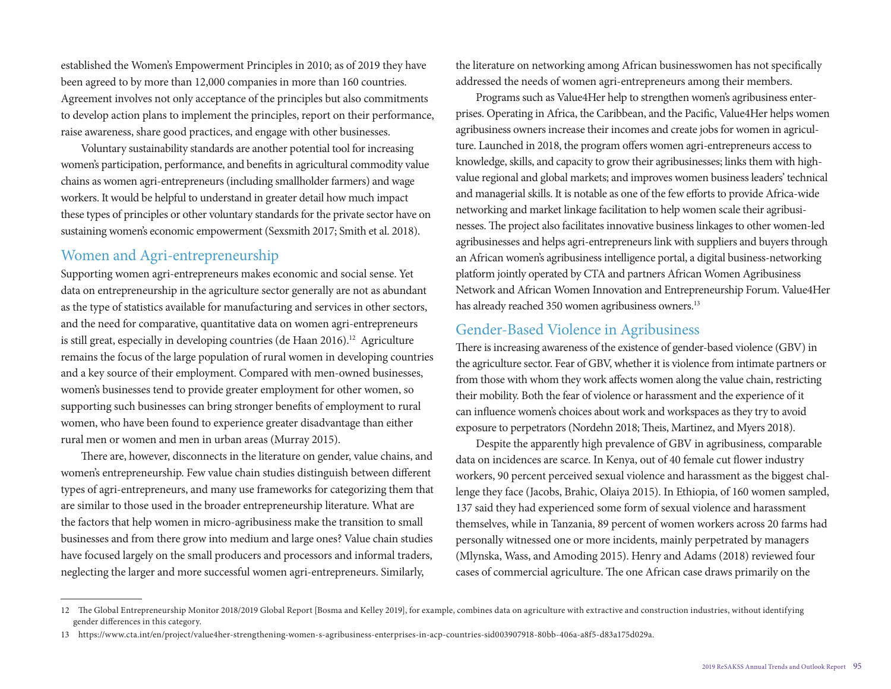established the Women's Empowerment Principles in 2010; as of 2019 they have been agreed to by more than 12,000 companies in more than 160 countries. Agreement involves not only acceptance of the principles but also commitments to develop action plans to implement the principles, report on their performance, raise awareness, share good practices, and engage with other businesses.

Voluntary sustainability standards are another potential tool for increasing women's participation, performance, and benefits in agricultural commodity value chains as women agri-entrepreneurs (including smallholder farmers) and wage workers. It would be helpful to understand in greater detail how much impact these types of principles or other voluntary standards for the private sector have on sustaining women's economic empowerment (Sexsmith 2017; Smith et al. 2018).

## Women and Agri-entrepreneurship

Supporting women agri-entrepreneurs makes economic and social sense. Yet data on entrepreneurship in the agriculture sector generally are not as abundant as the type of statistics available for manufacturing and services in other sectors, and the need for comparative, quantitative data on women agri-entrepreneurs is still great, especially in developing countries (de Haan 2016).[12] Agriculture remains the focus of the large population of rural women in developing countries and a key source of their employment. Compared with men-owned businesses, women's businesses tend to provide greater employment for other women, so supporting such businesses can bring stronger benefits of employment to rural women, who have been found to experience greater disadvantage than either rural men or women and men in urban areas (Murray 2015).

There are, however, disconnects in the literature on gender, value chains, and women's entrepreneurship. Few value chain studies distinguish between different types of agri-entrepreneurs, and many use frameworks for categorizing them that are similar to those used in the broader entrepreneurship literature. What are the factors that help women in micro-agribusiness make the transition to small businesses and from there grow into medium and large ones? Value chain studies have focused largely on the small producers and processors and informal traders, neglecting the larger and more successful women agri-entrepreneurs. Similarly, the literature on networking among African businesswomen has not specifically addressed the needs of women agri-entrepreneurs among their members.

Programs such as Value4Her help to strengthen women's agribusiness enterprises. Operating in Africa, the Caribbean, and the Pacific, Value4Her helps women agribusiness owners increase their incomes and create jobs for women in agriculture. Launched in 2018, the program offers women agri-entrepreneurs access to knowledge, skills, and capacity to grow their agribusinesses; links them with high-value regional and global markets; and improves women business leaders' technical and managerial skills. It is notable as one of the few efforts to provide Africa-wide networking and market linkage facilitation to help women scale their agribusinesses. The project also facilitates innovative business linkages to other women-led agribusinesses and helps agri-entrepreneurs link with suppliers and buyers through an African women's agribusiness intelligence portal, a digital business-networking platform jointly operated by CTA and partners African Women Agribusiness Network and African Women Innovation and Entrepreneurship Forum. Value4Her has already reached 350 women agribusiness owners.[13]

## Gender-Based Violence in Agribusiness

There is increasing awareness of the existence of gender-based violence (GBV) in the agriculture sector. Fear of GBV, whether it is violence from intimate partners or from those with whom they work affects women along the value chain, restricting their mobility. Both the fear of violence or harassment and the experience of it can influence women's choices about work and workspaces as they try to avoid exposure to perpetrators (Nordehn 2018; Theis, Martinez, and Myers 2018).

Despite the apparently high prevalence of GBV in agribusiness, comparable data on incidences are scarce. In Kenya, out of 40 female cut flower industry workers, 90 percent perceived sexual violence and harassment as the biggest challenge they face (Jacobs, Brahic, Olaiya 2015). In Ethiopia, of 160 women sampled, 137 said they had experienced some form of sexual violence and harassment themselves, while in Tanzania, 89 percent of women workers across 20 farms had personally witnessed one or more incidents, mainly perpetrated by managers (Mlynska, Wass, and Amoding 2015). Henry and Adams (2018) reviewed four cases of commercial agriculture. The one African case draws primarily on the

---

12 The Global Entrepreneurship Monitor 2018/2019 Global Report [Bosma and Kelley 2019], for example, combines data on agriculture with extractive and construction industries, without identifying gender differences in this category.

13 https://www.cta.int/en/project/value4her-strengthening-women-s-agribusiness-enterprises-in-acp-countries-sid003907918-80bb-406a-a8f5-d83a175d029a.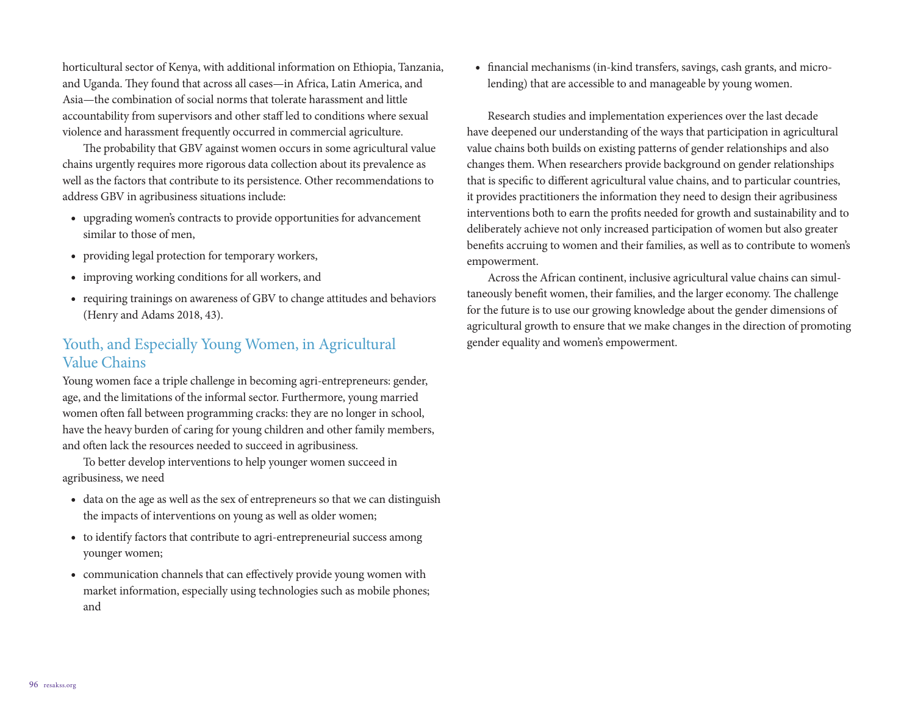horticultural sector of Kenya, with additional information on Ethiopia, Tanzania, and Uganda. They found that across all cases—in Africa, Latin America, and Asia—the combination of social norms that tolerate harassment and little accountability from supervisors and other staff led to conditions where sexual violence and harassment frequently occurred in commercial agriculture.

The probability that GBV against women occurs in some agricultural value chains urgently requires more rigorous data collection about its prevalence as well as the factors that contribute to its persistence. Other recommendations to address GBV in agribusiness situations include:

- upgrading women's contracts to provide opportunities for advancement similar to those of men,
- providing legal protection for temporary workers,
- improving working conditions for all workers, and
- requiring trainings on awareness of GBV to change attitudes and behaviors (Henry and Adams 2018, 43).

## Youth, and Especially Young Women, in Agricultural Value Chains

Young women face a triple challenge in becoming agri-entrepreneurs: gender, age, and the limitations of the informal sector. Furthermore, young married women often fall between programming cracks: they are no longer in school, have the heavy burden of caring for young children and other family members, and often lack the resources needed to succeed in agribusiness.

To better develop interventions to help younger women succeed in agribusiness, we need

- data on the age as well as the sex of entrepreneurs so that we can distinguish the impacts of interventions on young as well as older women;
- to identify factors that contribute to agri-entrepreneurial success among younger women;
- communication channels that can effectively provide young women with market information, especially using technologies such as mobile phones; and
- financial mechanisms (in-kind transfers, savings, cash grants, and micro-lending) that are accessible to and manageable by young women.

Research studies and implementation experiences over the last decade have deepened our understanding of the ways that participation in agricultural value chains both builds on existing patterns of gender relationships and also changes them. When researchers provide background on gender relationships that is specific to different agricultural value chains, and to particular countries, it provides practitioners the information they need to design their agribusiness interventions both to earn the profits needed for growth and sustainability and to deliberately achieve not only increased participation of women but also greater benefits accruing to women and their families, as well as to contribute to women's empowerment.

Across the African continent, inclusive agricultural value chains can simultaneously benefit women, their families, and the larger economy. The challenge for the future is to use our growing knowledge about the gender dimensions of agricultural growth to ensure that we make changes in the direction of promoting gender equality and women's empowerment.